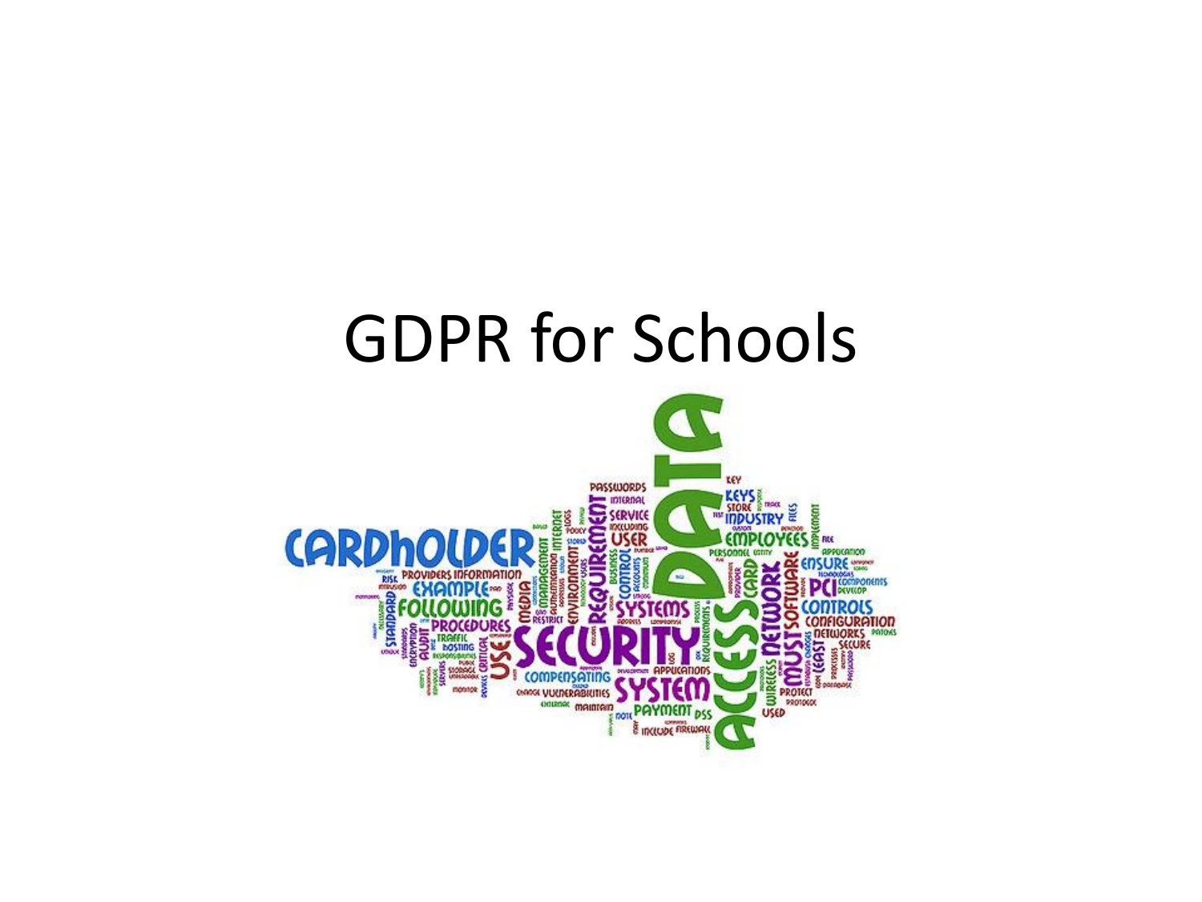# GDPR for Schools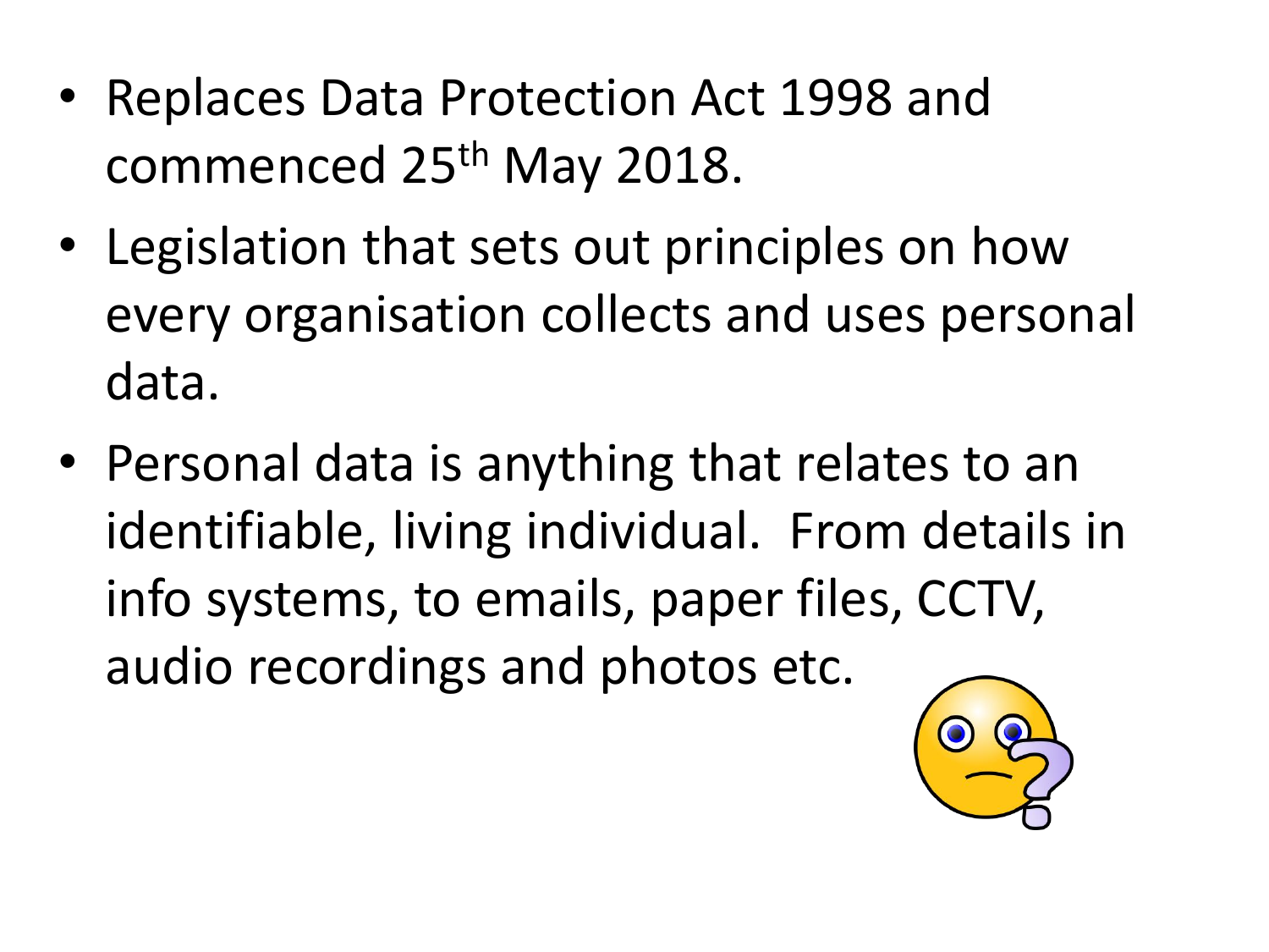- Replaces Data Protection Act 1998 and commenced 25th May 2018.
- Legislation that sets out principles on how every organisation collects and uses personal data.
- Personal data is anything that relates to an identifiable, living individual. From details in info systems, to emails, paper files, CCTV, audio recordings and photos etc.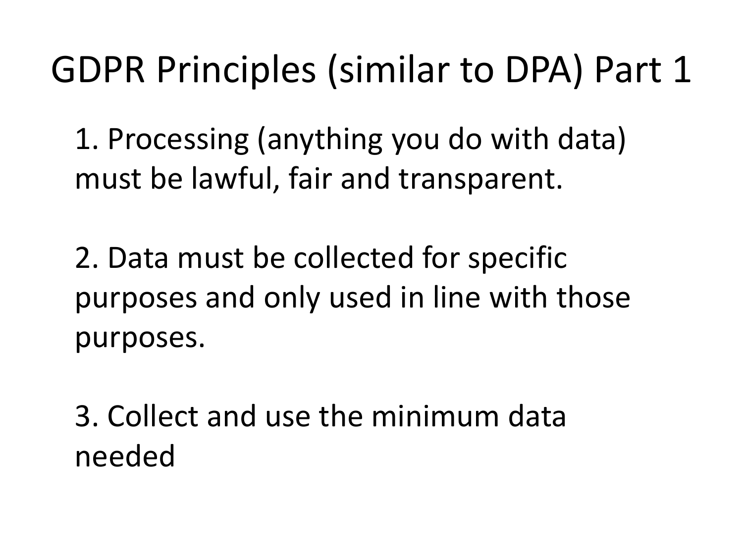# GDPR Principles (similar to DPA) Part 1

1. Processing (anything you do with data) must be lawful, fair and transparent.

2. Data must be collected for specific purposes and only used in line with those purposes.

3. Collect and use the minimum data needed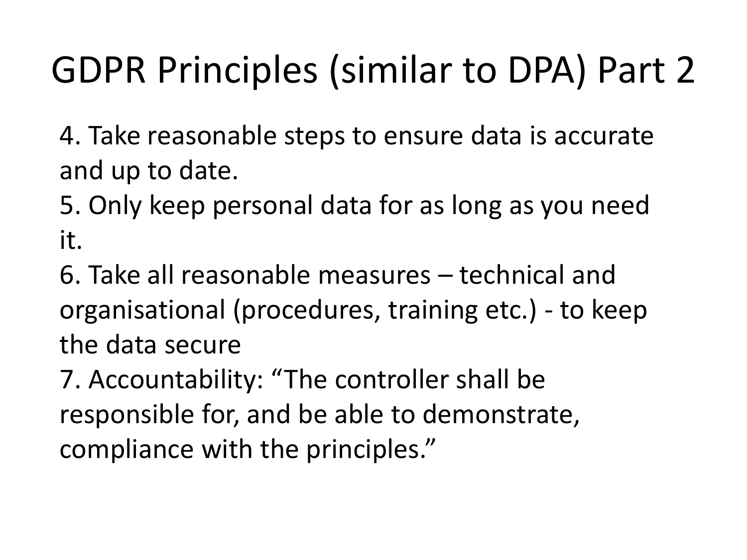# GDPR Principles (similar to DPA) Part 2

4. Take reasonable steps to ensure data is accurate and up to date.
5. Only keep personal data for as long as you need it.
6. Take all reasonable measures – technical and organisational (procedures, training etc.) - to keep the data secure
7. Accountability: "The controller shall be responsible for, and be able to demonstrate, compliance with the principles."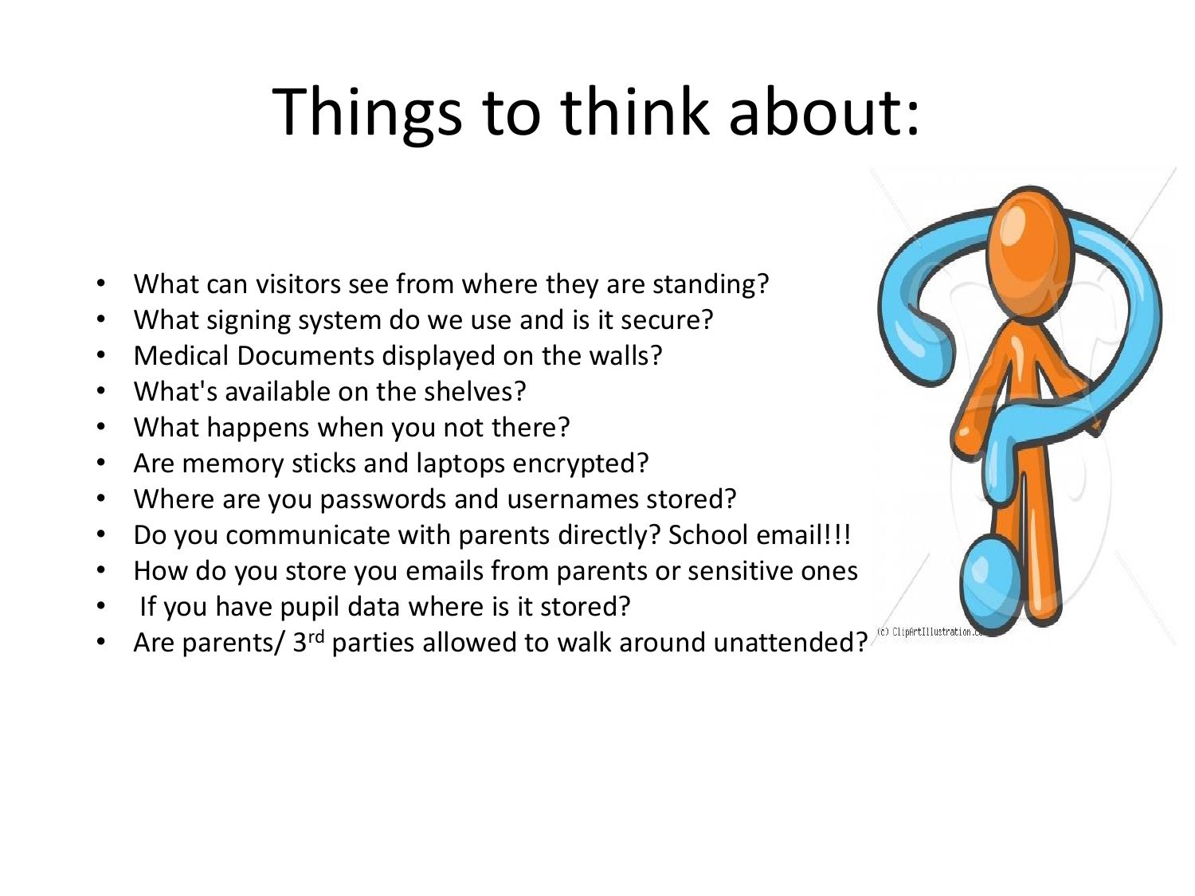# Things to think about:

- What can visitors see from where they are standing?
- What signing system do we use and is it secure?
- Medical Documents displayed on the walls?
- What's available on the shelves?
- What happens when you not there?
- Are memory sticks and laptops encrypted?
- Where are you passwords and usernames stored?
- Do you communicate with parents directly? School email!!!
- How do you store you emails from parents or sensitive ones
- If you have pupil data where is it stored?
- Are parents/ 3rd parties allowed to walk around unattended?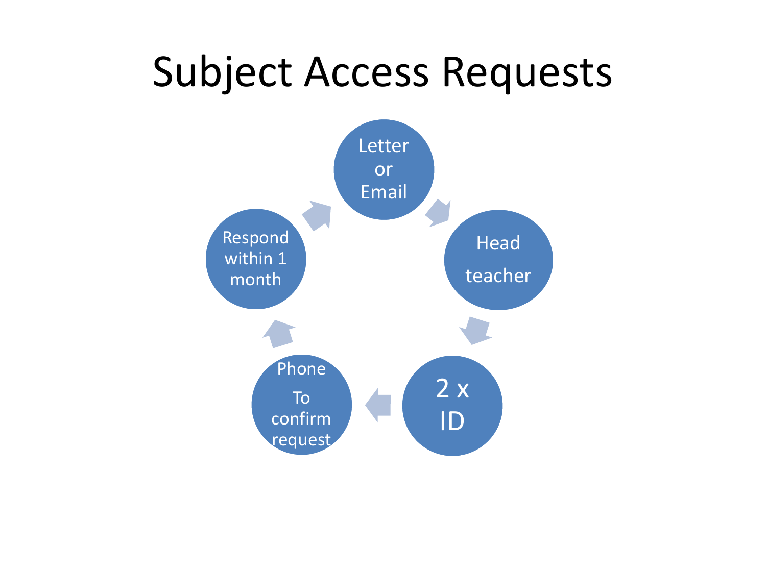# Subject Access Requests

- Letter or Email
- Head teacher
- 2 x ID
- Phone To confirm request
- Respond within 1 month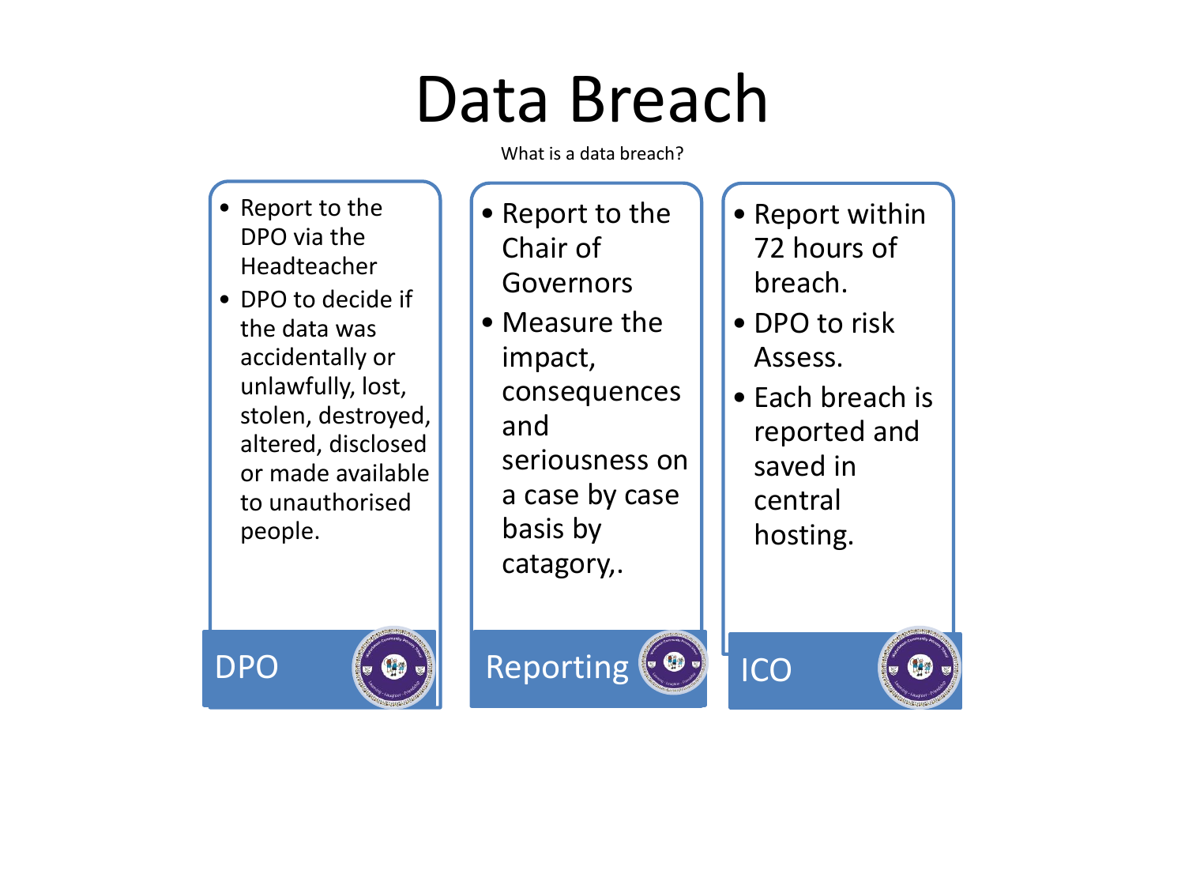# Data Breach

What is a data breach?

## DPO

- Report to the DPO via the Headteacher
- DPO to decide if the data was accidentally or unlawfully, lost, stolen, destroyed, altered, disclosed or made available to unauthorised people.

## Reporting

- Report to the Chair of Governors
- Measure the impact, consequences and seriousness on a case by case basis by catagory,.

## ICO

- Report within 72 hours of breach.
- DPO to risk Assess.
- Each breach is reported and saved in central hosting.